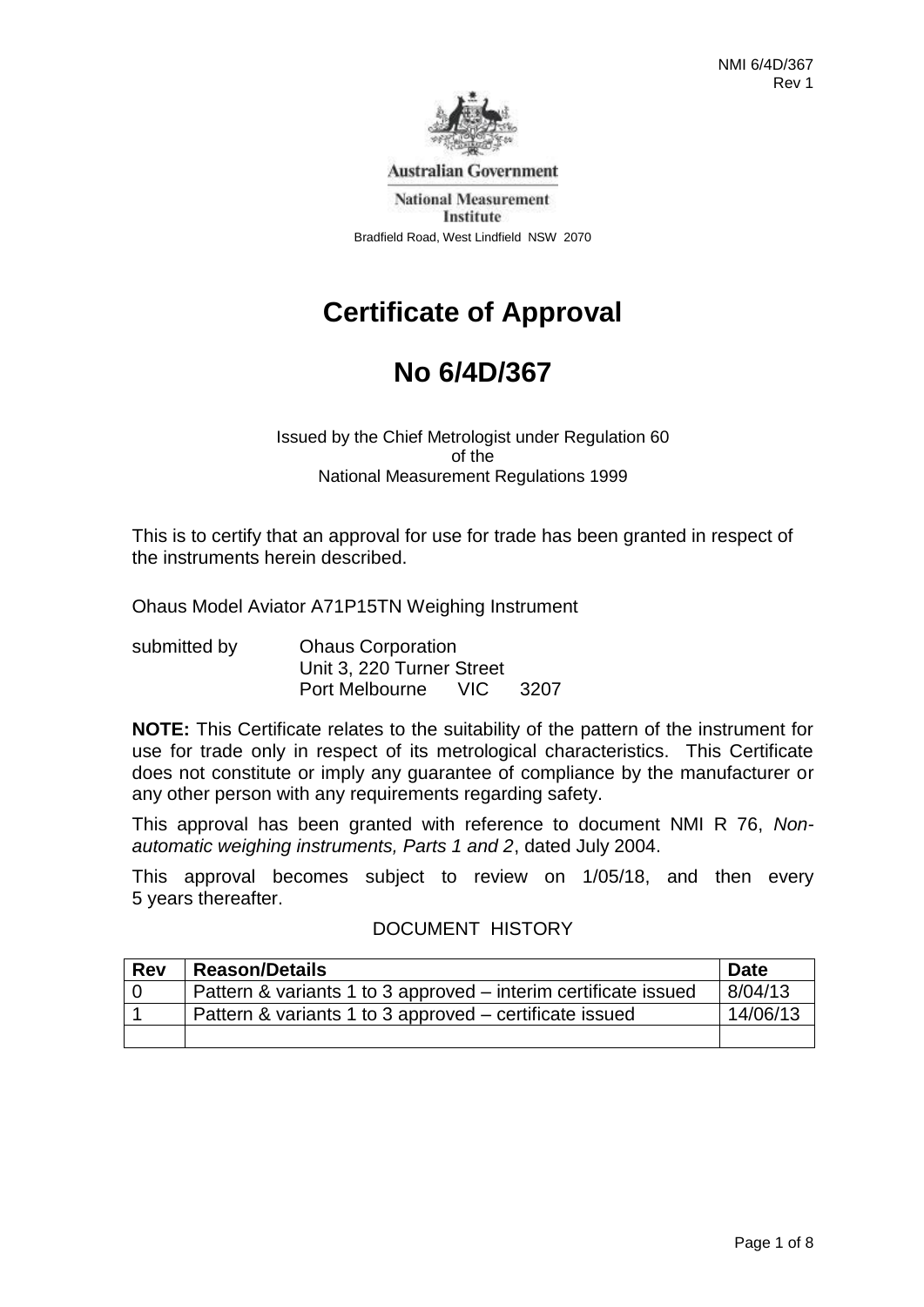NMI 6/4D/367
Rev 1

Australian Government

National Measurement Institute

Bradfield Road, West Lindfield NSW 2070

# Certificate of Approval

# No 6/4D/367

Issued by the Chief Metrologist under Regulation 60
of the
National Measurement Regulations 1999

This is to certify that an approval for use for trade has been granted in respect of the instruments herein described.

Ohaus Model Aviator A71P15TN Weighing Instrument

submitted by Ohaus Corporation
Unit 3, 220 Turner Street
Port Melbourne VIC 3207

**NOTE:** This Certificate relates to the suitability of the pattern of the instrument for use for trade only in respect of its metrological characteristics. This Certificate does not constitute or imply any guarantee of compliance by the manufacturer or any other person with any requirements regarding safety.

This approval has been granted with reference to document NMI R 76, *Non-automatic weighing instruments, Parts 1 and 2*, dated July 2004.

This approval becomes subject to review on 1/05/18, and then every 5 years thereafter.

DOCUMENT HISTORY

| Rev | Reason/Details | Date |
|---|---|---|
| 0 | Pattern & variants 1 to 3 approved – interim certificate issued | 8/04/13 |
| 1 | Pattern & variants 1 to 3 approved – certificate issued | 14/06/13 |
| | | |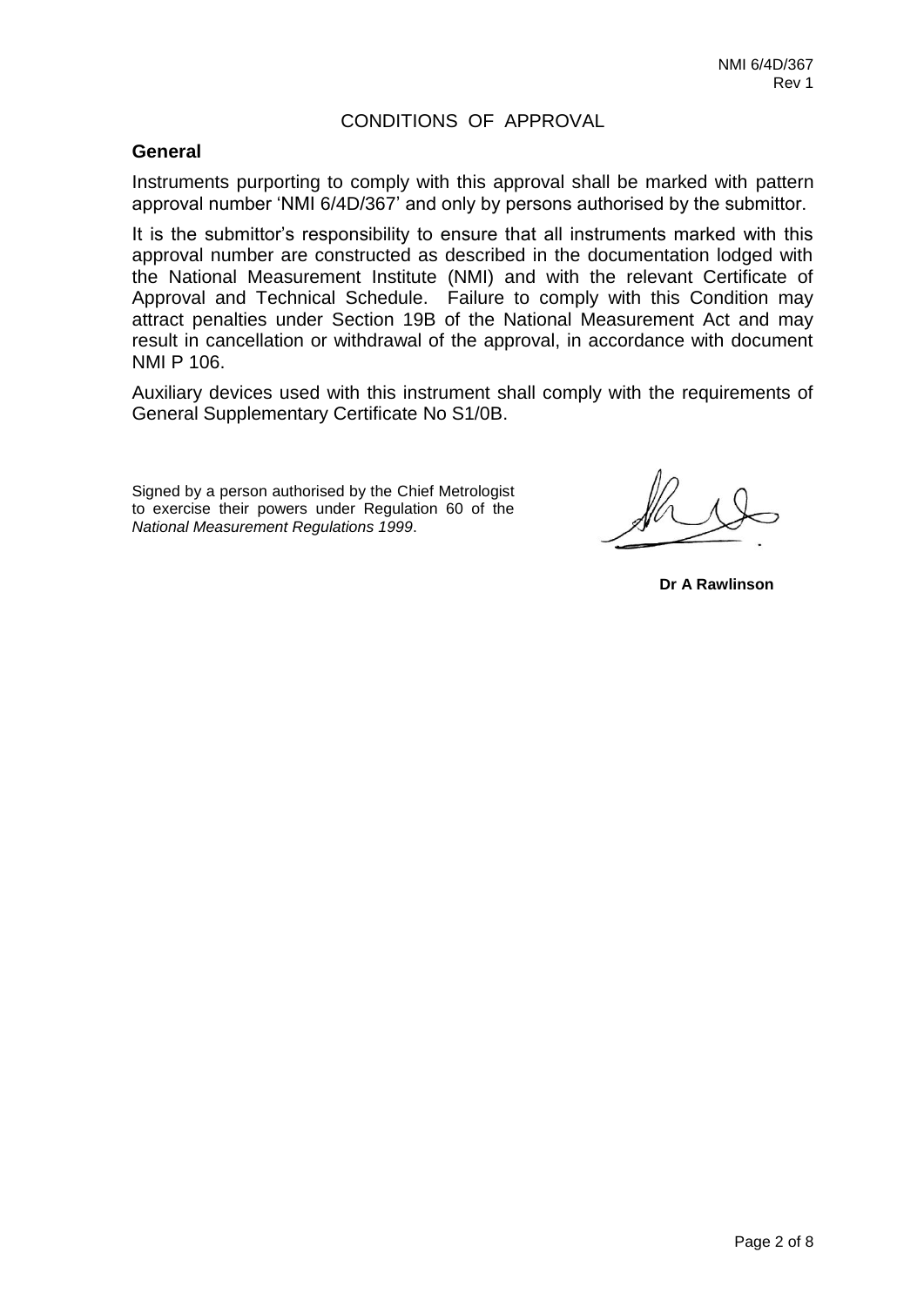CONDITIONS OF APPROVAL

**General**

Instruments purporting to comply with this approval shall be marked with pattern approval number 'NMI 6/4D/367' and only by persons authorised by the submittor.

It is the submittor's responsibility to ensure that all instruments marked with this approval number are constructed as described in the documentation lodged with the National Measurement Institute (NMI) and with the relevant Certificate of Approval and Technical Schedule. Failure to comply with this Condition may attract penalties under Section 19B of the National Measurement Act and may result in cancellation or withdrawal of the approval, in accordance with document NMI P 106.

Auxiliary devices used with this instrument shall comply with the requirements of General Supplementary Certificate No S1/0B.

Signed by a person authorised by the Chief Metrologist to exercise their powers under Regulation 60 of the *National Measurement Regulations 1999*.

**Dr A Rawlinson**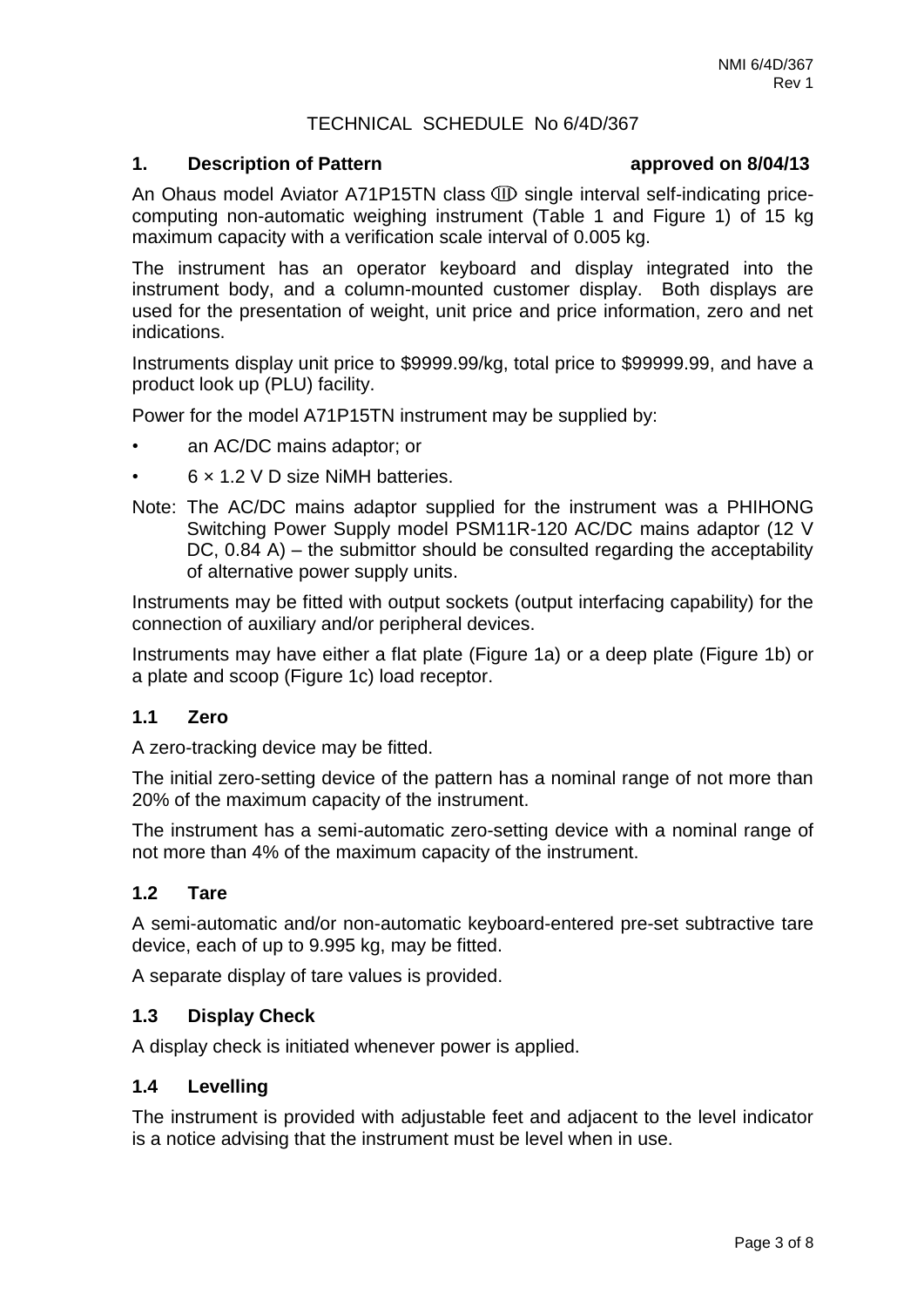TECHNICAL SCHEDULE No 6/4D/367

## 1. Description of Pattern approved on 8/04/13

An Ohaus model Aviator A71P15TN class Ⓘⅲ single interval self-indicating price-computing non-automatic weighing instrument (Table 1 and Figure 1) of 15 kg maximum capacity with a verification scale interval of 0.005 kg.

The instrument has an operator keyboard and display integrated into the instrument body, and a column-mounted customer display. Both displays are used for the presentation of weight, unit price and price information, zero and net indications.

Instruments display unit price to $9999.99/kg, total price to $99999.99, and have a product look up (PLU) facility.

Power for the model A71P15TN instrument may be supplied by:

- an AC/DC mains adaptor; or
- 6 × 1.2 V D size NiMH batteries.

Note: The AC/DC mains adaptor supplied for the instrument was a PHIHONG Switching Power Supply model PSM11R-120 AC/DC mains adaptor (12 V DC, 0.84 A) – the submittor should be consulted regarding the acceptability of alternative power supply units.

Instruments may be fitted with output sockets (output interfacing capability) for the connection of auxiliary and/or peripheral devices.

Instruments may have either a flat plate (Figure 1a) or a deep plate (Figure 1b) or a plate and scoop (Figure 1c) load receptor.

### 1.1 Zero

A zero-tracking device may be fitted.

The initial zero-setting device of the pattern has a nominal range of not more than 20% of the maximum capacity of the instrument.

The instrument has a semi-automatic zero-setting device with a nominal range of not more than 4% of the maximum capacity of the instrument.

### 1.2 Tare

A semi-automatic and/or non-automatic keyboard-entered pre-set subtractive tare device, each of up to 9.995 kg, may be fitted.

A separate display of tare values is provided.

### 1.3 Display Check

A display check is initiated whenever power is applied.

### 1.4 Levelling

The instrument is provided with adjustable feet and adjacent to the level indicator is a notice advising that the instrument must be level when in use.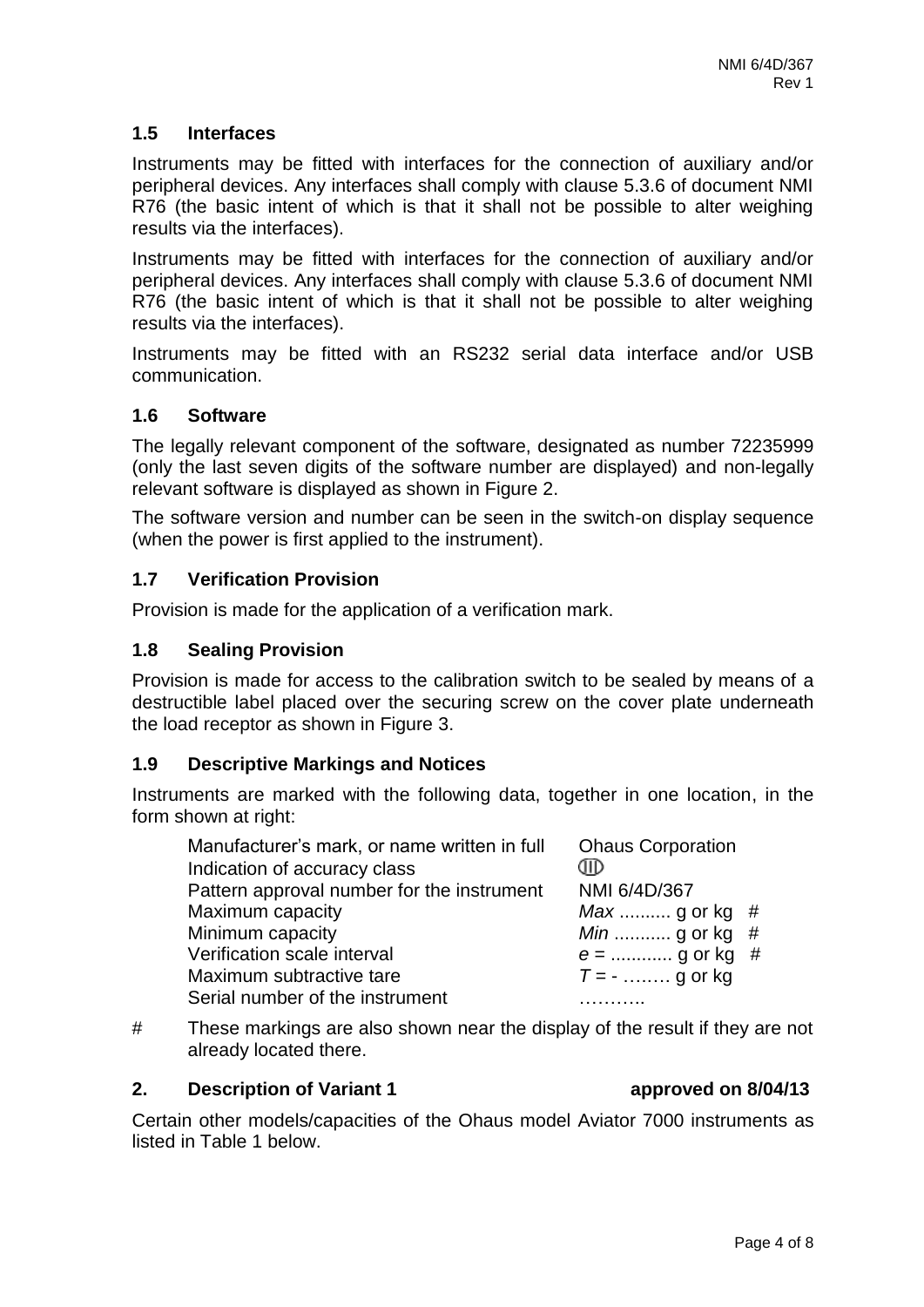### 1.5 Interfaces

Instruments may be fitted with interfaces for the connection of auxiliary and/or peripheral devices. Any interfaces shall comply with clause 5.3.6 of document NMI R76 (the basic intent of which is that it shall not be possible to alter weighing results via the interfaces).

Instruments may be fitted with interfaces for the connection of auxiliary and/or peripheral devices. Any interfaces shall comply with clause 5.3.6 of document NMI R76 (the basic intent of which is that it shall not be possible to alter weighing results via the interfaces).

Instruments may be fitted with an RS232 serial data interface and/or USB communication.

### 1.6 Software

The legally relevant component of the software, designated as number 72235999 (only the last seven digits of the software number are displayed) and non-legally relevant software is displayed as shown in Figure 2.

The software version and number can be seen in the switch-on display sequence (when the power is first applied to the instrument).

### 1.7 Verification Provision

Provision is made for the application of a verification mark.

### 1.8 Sealing Provision

Provision is made for access to the calibration switch to be sealed by means of a destructible label placed over the securing screw on the cover plate underneath the load receptor as shown in Figure 3.

### 1.9 Descriptive Markings and Notices

Instruments are marked with the following data, together in one location, in the form shown at right:

| | |
|---|---|
| Manufacturer's mark, or name written in full | Ohaus Corporation |
| Indication of accuracy class | ⅠⅠⅠ |
| Pattern approval number for the instrument | NMI 6/4D/367 |
| Maximum capacity | *Max* .......... g or kg # |
| Minimum capacity | *Min* ........... g or kg # |
| Verification scale interval | *e* = ............ g or kg # |
| Maximum subtractive tare | *T* = - ……… g or kg |
| Serial number of the instrument | ……….. |

\# These markings are also shown near the display of the result if they are not already located there.

## 2. Description of Variant 1 approved on 8/04/13

Certain other models/capacities of the Ohaus model Aviator 7000 instruments as listed in Table 1 below.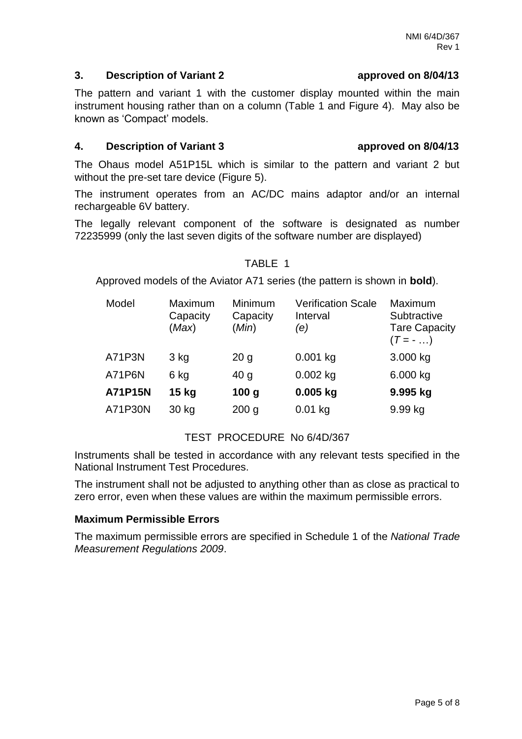## 3. Description of Variant 2 approved on 8/04/13

The pattern and variant 1 with the customer display mounted within the main instrument housing rather than on a column (Table 1 and Figure 4). May also be known as 'Compact' models.

## 4. Description of Variant 3 approved on 8/04/13

The Ohaus model A51P15L which is similar to the pattern and variant 2 but without the pre-set tare device (Figure 5).

The instrument operates from an AC/DC mains adaptor and/or an internal rechargeable 6V battery.

The legally relevant component of the software is designated as number 72235999 (only the last seven digits of the software number are displayed)

TABLE 1

Approved models of the Aviator A71 series (the pattern is shown in **bold**).

| Model | Maximum Capacity (*Max*) | Minimum Capacity (*Min*) | Verification Scale Interval (*e*) | Maximum Subtractive Tare Capacity ($T$ = - …) |
|---|---|---|---|---|
| A71P3N | 3 kg | 20 g | 0.001 kg | 3.000 kg |
| A71P6N | 6 kg | 40 g | 0.002 kg | 6.000 kg |
| **A71P15N** | **15 kg** | **100 g** | **0.005 kg** | **9.995 kg** |
| A71P30N | 30 kg | 200 g | 0.01 kg | 9.99 kg |

TEST PROCEDURE No 6/4D/367

Instruments shall be tested in accordance with any relevant tests specified in the National Instrument Test Procedures.

The instrument shall not be adjusted to anything other than as close as practical to zero error, even when these values are within the maximum permissible errors.

### Maximum Permissible Errors

The maximum permissible errors are specified in Schedule 1 of the *National Trade Measurement Regulations 2009*.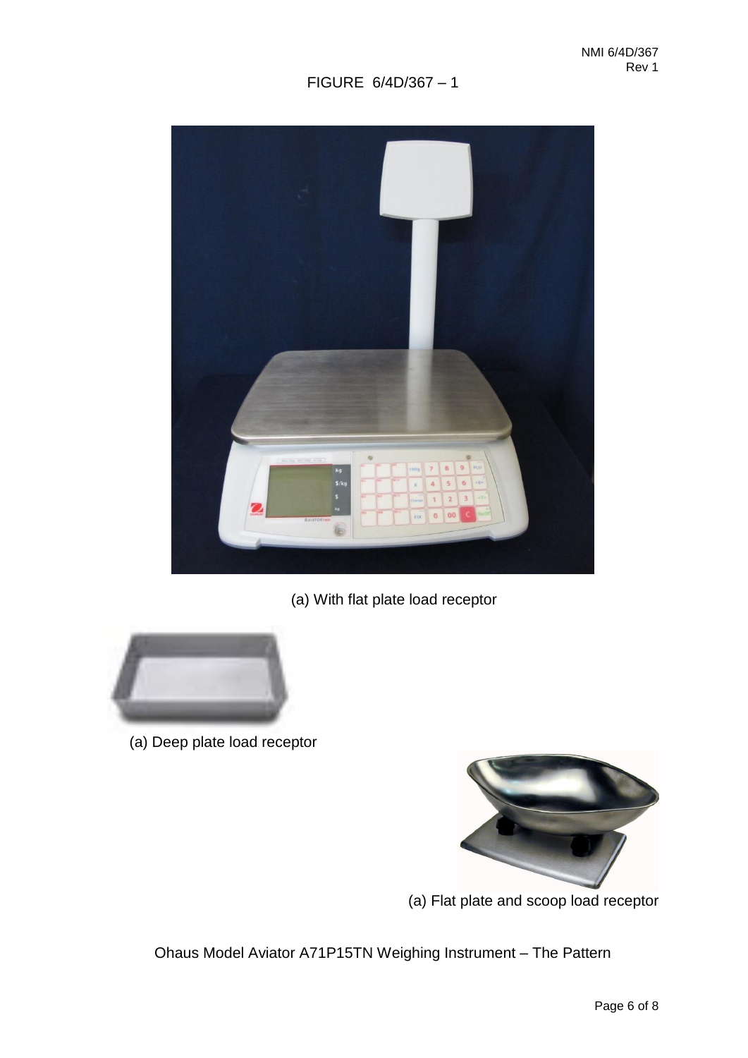# FIGURE 6/4D/367 – 1

(a) With flat plate load receptor

(a) Deep plate load receptor

(a) Flat plate and scoop load receptor

Ohaus Model Aviator A71P15TN Weighing Instrument – The Pattern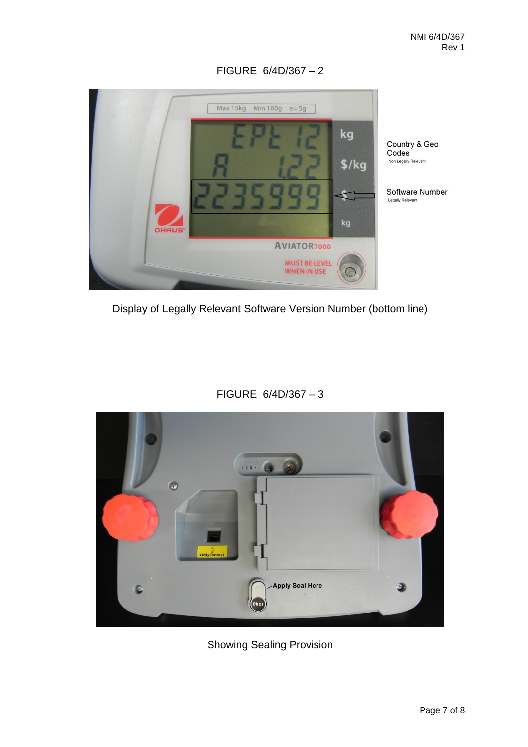FIGURE 6/4D/367 – 2

Display of Legally Relevant Software Version Number (bottom line)

FIGURE 6/4D/367 – 3

Showing Sealing Provision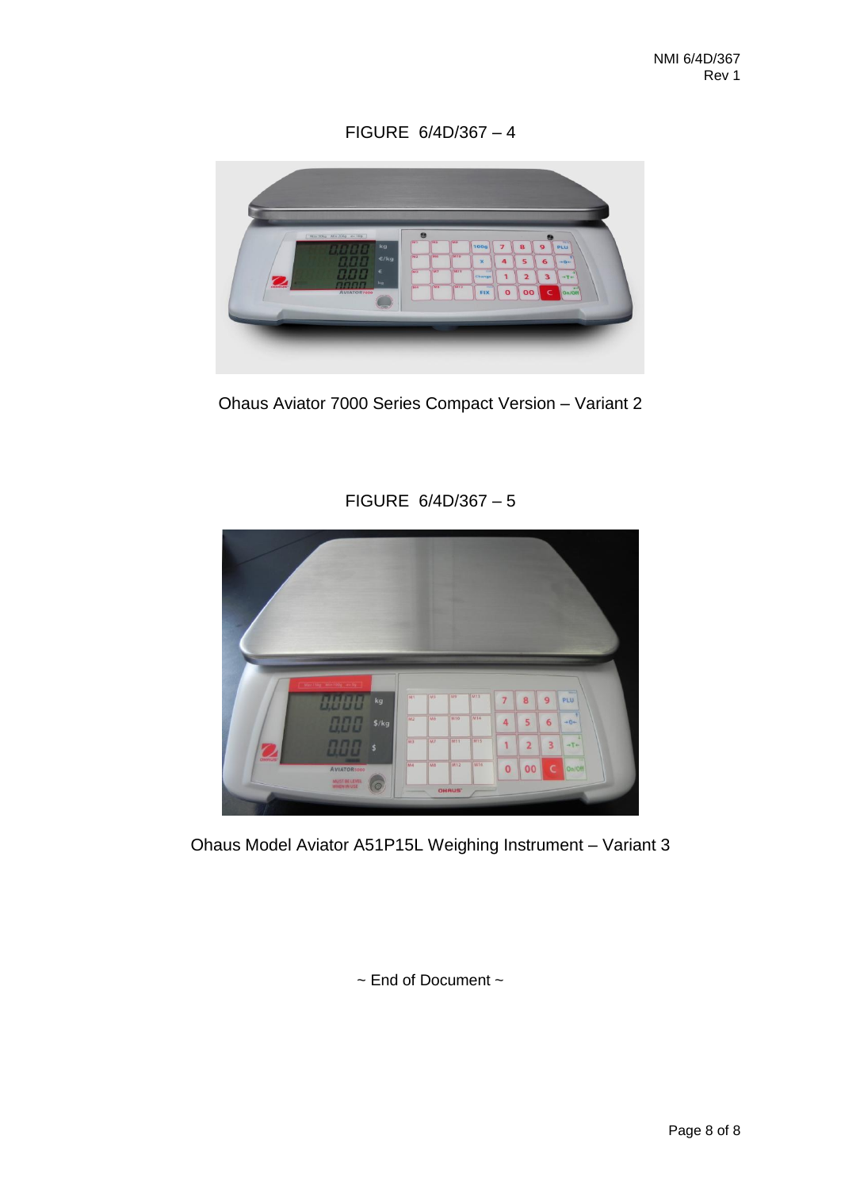FIGURE 6/4D/367 – 4

Ohaus Aviator 7000 Series Compact Version – Variant 2

FIGURE 6/4D/367 – 5

Ohaus Model Aviator A51P15L Weighing Instrument – Variant 3

~ End of Document ~